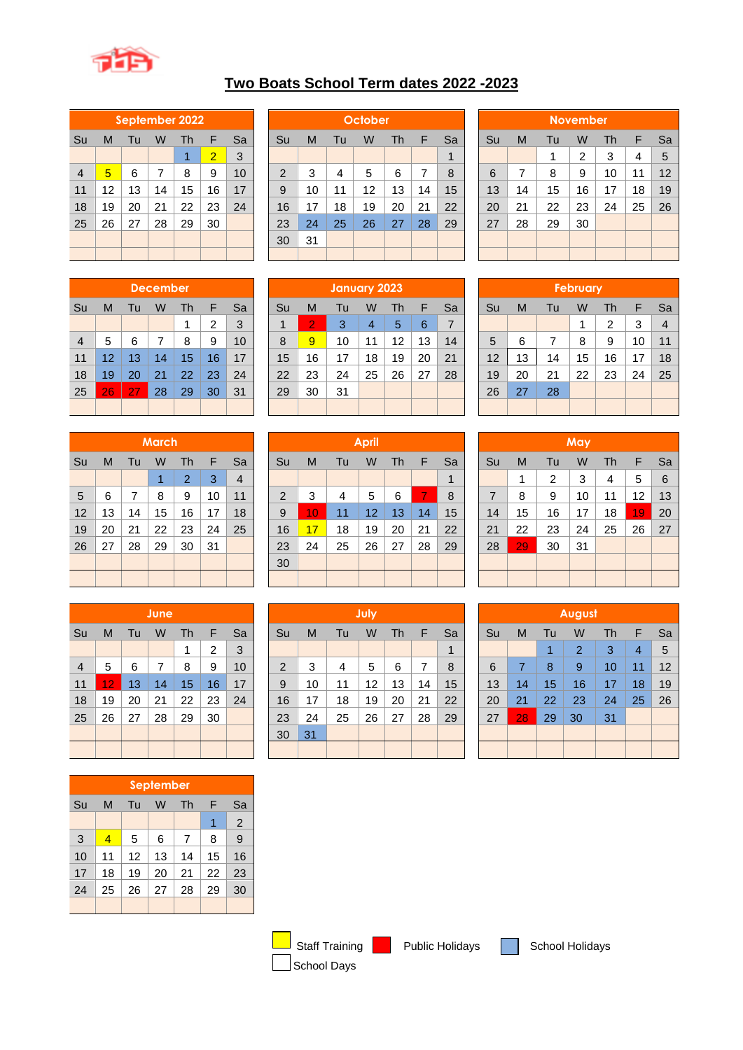# Two Boats School Term dates 2022 -2023

## September 2022

| Su | M | Tu | W | Th | F | Sa |
|---|---|---|---|---|---|---|
| | | | | 1 | 2 | 3 |
| 4 | 5 | 6 | 7 | 8 | 9 | 10 |
| 11 | 12 | 13 | 14 | 15 | 16 | 17 |
| 18 | 19 | 20 | 21 | 22 | 23 | 24 |
| 25 | 26 | 27 | 28 | 29 | 30 | |

## October

| Su | M | Tu | W | Th | F | Sa |
|---|---|---|---|---|---|---|
| | | | | | | 1 |
| 2 | 3 | 4 | 5 | 6 | 7 | 8 |
| 9 | 10 | 11 | 12 | 13 | 14 | 15 |
| 16 | 17 | 18 | 19 | 20 | 21 | 22 |
| 23 | 24 | 25 | 26 | 27 | 28 | 29 |
| 30 | 31 | | | | | |

## November

| Su | M | Tu | W | Th | F | Sa |
|---|---|---|---|---|---|---|
| | | 1 | 2 | 3 | 4 | 5 |
| 6 | 7 | 8 | 9 | 10 | 11 | 12 |
| 13 | 14 | 15 | 16 | 17 | 18 | 19 |
| 20 | 21 | 22 | 23 | 24 | 25 | 26 |
| 27 | 28 | 29 | 30 | | | |

## December

| Su | M | Tu | W | Th | F | Sa |
|---|---|---|---|---|---|---|
| | | | | 1 | 2 | 3 |
| 4 | 5 | 6 | 7 | 8 | 9 | 10 |
| 11 | 12 | 13 | 14 | 15 | 16 | 17 |
| 18 | 19 | 20 | 21 | 22 | 23 | 24 |
| 25 | 26 | 27 | 28 | 29 | 30 | 31 |

## January 2023

| Su | M | Tu | W | Th | F | Sa |
|---|---|---|---|---|---|---|
| 1 | 2 | 3 | 4 | 5 | 6 | 7 |
| 8 | 9 | 10 | 11 | 12 | 13 | 14 |
| 15 | 16 | 17 | 18 | 19 | 20 | 21 |
| 22 | 23 | 24 | 25 | 26 | 27 | 28 |
| 29 | 30 | 31 | | | | |

## February

| Su | M | Tu | W | Th | F | Sa |
|---|---|---|---|---|---|---|
| | | | 1 | 2 | 3 | 4 |
| 5 | 6 | 7 | 8 | 9 | 10 | 11 |
| 12 | 13 | 14 | 15 | 16 | 17 | 18 |
| 19 | 20 | 21 | 22 | 23 | 24 | 25 |
| 26 | 27 | 28 | | | | |

## March

| Su | M | Tu | W | Th | F | Sa |
|---|---|---|---|---|---|---|
| | | | 1 | 2 | 3 | 4 |
| 5 | 6 | 7 | 8 | 9 | 10 | 11 |
| 12 | 13 | 14 | 15 | 16 | 17 | 18 |
| 19 | 20 | 21 | 22 | 23 | 24 | 25 |
| 26 | 27 | 28 | 29 | 30 | 31 | |

## April

| Su | M | Tu | W | Th | F | Sa |
|---|---|---|---|---|---|---|
| | | | | | | 1 |
| 2 | 3 | 4 | 5 | 6 | 7 | 8 |
| 9 | 10 | 11 | 12 | 13 | 14 | 15 |
| 16 | 17 | 18 | 19 | 20 | 21 | 22 |
| 23 | 24 | 25 | 26 | 27 | 28 | 29 |
| 30 | | | | | | |

## May

| Su | M | Tu | W | Th | F | Sa |
|---|---|---|---|---|---|---|
| | 1 | 2 | 3 | 4 | 5 | 6 |
| 7 | 8 | 9 | 10 | 11 | 12 | 13 |
| 14 | 15 | 16 | 17 | 18 | 19 | 20 |
| 21 | 22 | 23 | 24 | 25 | 26 | 27 |
| 28 | 29 | 30 | 31 | | | |

## June

| Su | M | Tu | W | Th | F | Sa |
|---|---|---|---|---|---|---|
| | | | | 1 | 2 | 3 |
| 4 | 5 | 6 | 7 | 8 | 9 | 10 |
| 11 | 12 | 13 | 14 | 15 | 16 | 17 |
| 18 | 19 | 20 | 21 | 22 | 23 | 24 |
| 25 | 26 | 27 | 28 | 29 | 30 | |

## July

| Su | M | Tu | W | Th | F | Sa |
|---|---|---|---|---|---|---|
| | | | | | | 1 |
| 2 | 3 | 4 | 5 | 6 | 7 | 8 |
| 9 | 10 | 11 | 12 | 13 | 14 | 15 |
| 16 | 17 | 18 | 19 | 20 | 21 | 22 |
| 23 | 24 | 25 | 26 | 27 | 28 | 29 |
| 30 | 31 | | | | | |

## August

| Su | M | Tu | W | Th | F | Sa |
|---|---|---|---|---|---|---|
| | | 1 | 2 | 3 | 4 | 5 |
| 6 | 7 | 8 | 9 | 10 | 11 | 12 |
| 13 | 14 | 15 | 16 | 17 | 18 | 19 |
| 20 | 21 | 22 | 23 | 24 | 25 | 26 |
| 27 | 28 | 29 | 30 | 31 | | |

## September

| Su | M | Tu | W | Th | F | Sa |
|---|---|---|---|---|---|---|
| | | | | | 1 | 2 |
| 3 | 4 | 5 | 6 | 7 | 8 | 9 |
| 10 | 11 | 12 | 13 | 14 | 15 | 16 |
| 17 | 18 | 19 | 20 | 21 | 22 | 23 |
| 24 | 25 | 26 | 27 | 28 | 29 | 30 |

Staff Training &nbsp;&nbsp; Public Holidays &nbsp;&nbsp; School Holidays

School Days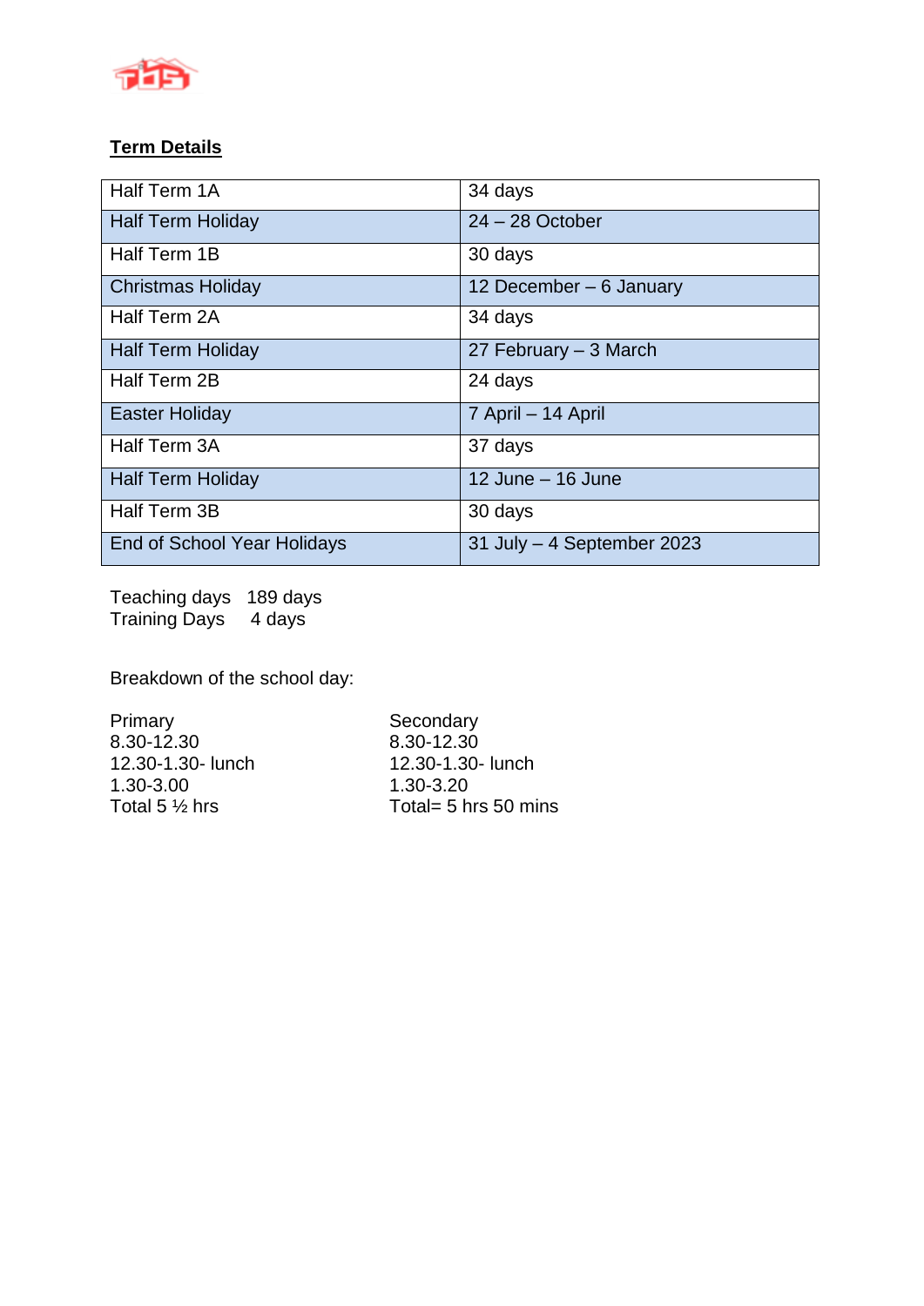**Term Details**

| | |
|---|---|
| Half Term 1A | 34 days |
| Half Term Holiday | 24 – 28 October |
| Half Term 1B | 30 days |
| Christmas Holiday | 12 December – 6 January |
| Half Term 2A | 34 days |
| Half Term Holiday | 27 February – 3 March |
| Half Term 2B | 24 days |
| Easter Holiday | 7 April – 14 April |
| Half Term 3A | 37 days |
| Half Term Holiday | 12 June – 16 June |
| Half Term 3B | 30 days |
| End of School Year Holidays | 31 July – 4 September 2023 |

Teaching days 189 days
Training Days 4 days

Breakdown of the school day:

Primary
8.30-12.30
12.30-1.30- lunch
1.30-3.00
Total 5 ½ hrs

Secondary
8.30-12.30
12.30-1.30- lunch
1.30-3.20
Total= 5 hrs 50 mins